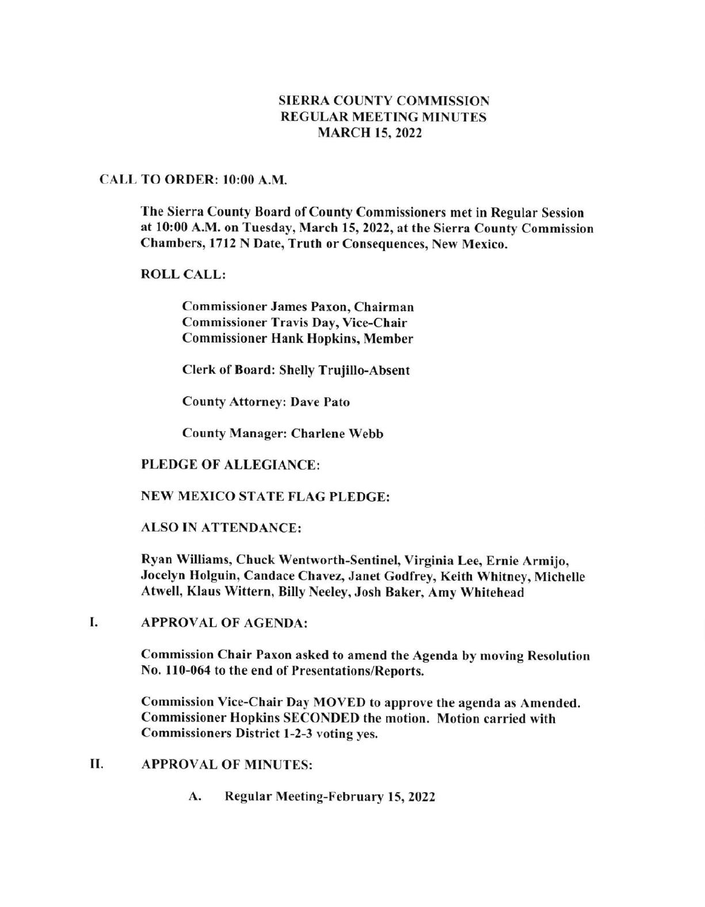# SIERRA COUNTY COMMISSION
## REGULAR MEETING MINUTES
## MARCH 15, 2022

**CALL TO ORDER: 10:00 A.M.**

**The Sierra County Board of County Commissioners met in Regular Session at 10:00 A.M. on Tuesday, March 15, 2022, at the Sierra County Commission Chambers, 1712 N Date, Truth or Consequences, New Mexico.**

**ROLL CALL:**

**Commissioner James Paxon, Chairman**
**Commissioner Travis Day, Vice-Chair**
**Commissioner Hank Hopkins, Member**

**Clerk of Board: Shelly Trujillo-Absent**

**County Attorney: Dave Pato**

**County Manager: Charlene Webb**

**PLEDGE OF ALLEGIANCE:**

**NEW MEXICO STATE FLAG PLEDGE:**

**ALSO IN ATTENDANCE:**

**Ryan Williams, Chuck Wentworth-Sentinel, Virginia Lee, Ernie Armijo, Jocelyn Holguin, Candace Chavez, Janet Godfrey, Keith Whitney, Michelle Atwell, Klaus Wittern, Billy Neeley, Josh Baker, Amy Whitehead**

**I. APPROVAL OF AGENDA:**

**Commission Chair Paxon asked to amend the Agenda by moving Resolution No. 110-064 to the end of Presentations/Reports.**

**Commission Vice-Chair Day MOVED to approve the agenda as Amended. Commissioner Hopkins SECONDED the motion. Motion carried with Commissioners District 1-2-3 voting yes.**

**II. APPROVAL OF MINUTES:**

**A. Regular Meeting-February 15, 2022**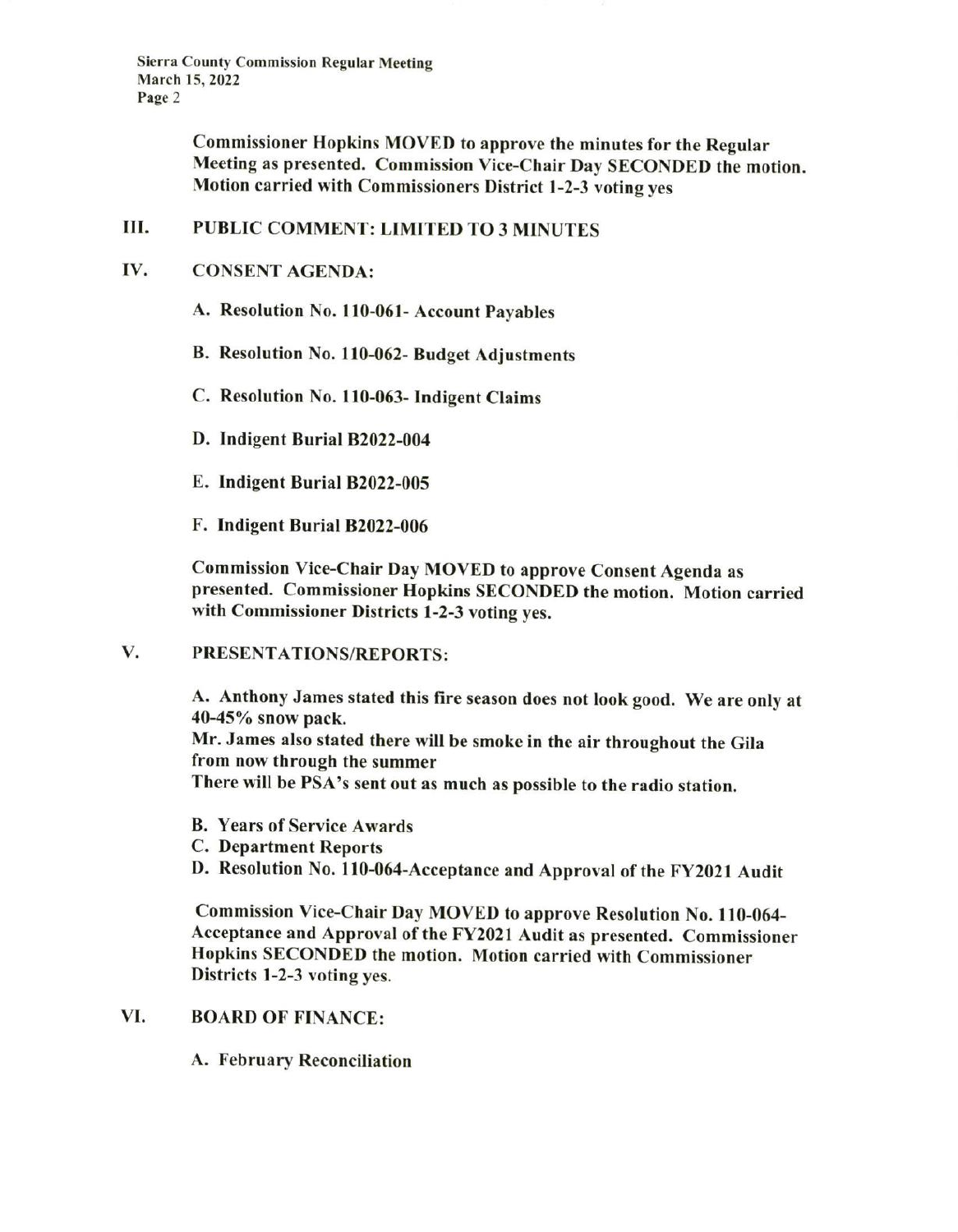**Commissioner Hopkins MOVED to approve the minutes for the Regular Meeting as presented. Commission Vice-Chair Day SECONDED the motion. Motion carried with Commissioners District 1-2-3 voting yes**

## III. PUBLIC COMMENT: LIMITED TO 3 MINUTES

## IV. CONSENT AGENDA:

**A. Resolution No. 110-061- Account Payables**

**B. Resolution No. 110-062- Budget Adjustments**

**C. Resolution No. 110-063- Indigent Claims**

**D. Indigent Burial B2022-004**

**E. Indigent Burial B2022-005**

**F. Indigent Burial B2022-006**

**Commission Vice-Chair Day MOVED to approve Consent Agenda as presented. Commissioner Hopkins SECONDED the motion. Motion carried with Commissioner Districts 1-2-3 voting yes.**

## V. PRESENTATIONS/REPORTS:

**A. Anthony James stated this fire season does not look good. We are only at 40-45% snow pack.**
**Mr. James also stated there will be smoke in the air throughout the Gila from now through the summer**
**There will be PSA's sent out as much as possible to the radio station.**

**B. Years of Service Awards**
**C. Department Reports**
**D. Resolution No. 110-064-Acceptance and Approval of the FY2021 Audit**

**Commission Vice-Chair Day MOVED to approve Resolution No. 110-064-Acceptance and Approval of the FY2021 Audit as presented. Commissioner Hopkins SECONDED the motion. Motion carried with Commissioner Districts 1-2-3 voting yes.**

## VI. BOARD OF FINANCE:

**A. February Reconciliation**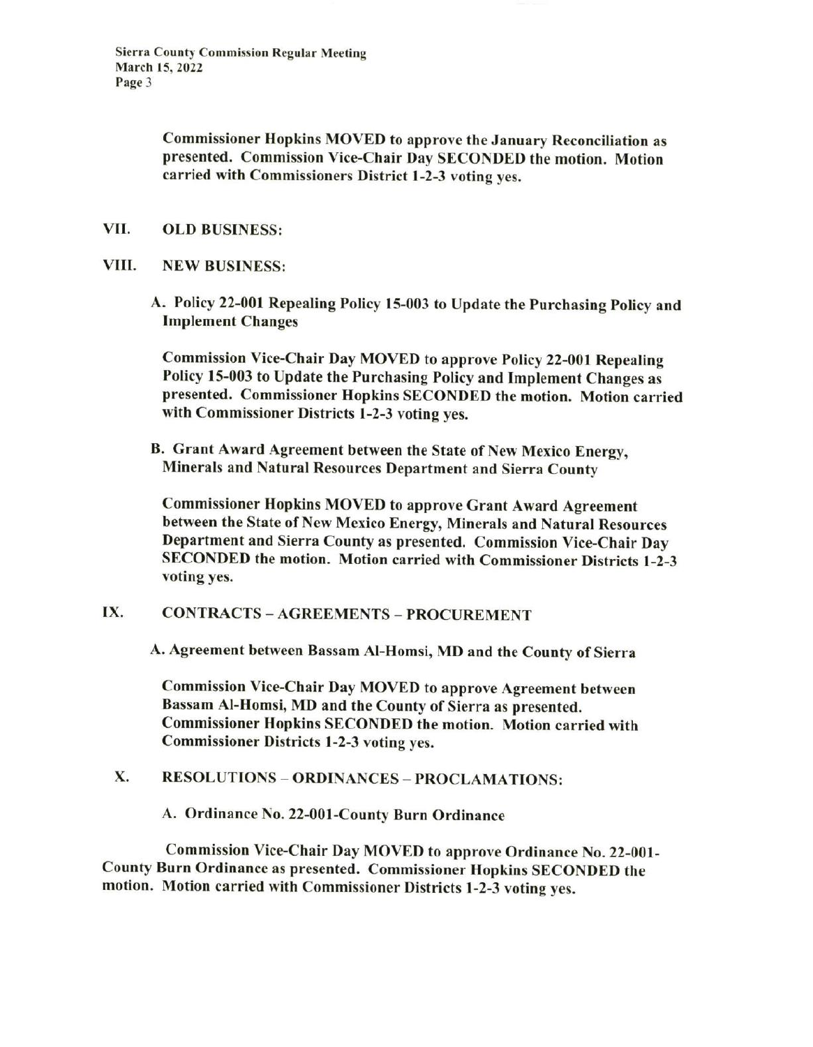**Commissioner Hopkins MOVED to approve the January Reconciliation as presented. Commission Vice-Chair Day SECONDED the motion. Motion carried with Commissioners District 1-2-3 voting yes.**

## VII. OLD BUSINESS:

## VIII. NEW BUSINESS:

**A. Policy 22-001 Repealing Policy 15-003 to Update the Purchasing Policy and Implement Changes**

**Commission Vice-Chair Day MOVED to approve Policy 22-001 Repealing Policy 15-003 to Update the Purchasing Policy and Implement Changes as presented. Commissioner Hopkins SECONDED the motion. Motion carried with Commissioner Districts 1-2-3 voting yes.**

**B. Grant Award Agreement between the State of New Mexico Energy, Minerals and Natural Resources Department and Sierra County**

**Commissioner Hopkins MOVED to approve Grant Award Agreement between the State of New Mexico Energy, Minerals and Natural Resources Department and Sierra County as presented. Commission Vice-Chair Day SECONDED the motion. Motion carried with Commissioner Districts 1-2-3 voting yes.**

## IX. CONTRACTS – AGREEMENTS – PROCUREMENT

**A. Agreement between Bassam Al-Homsi, MD and the County of Sierra**

**Commission Vice-Chair Day MOVED to approve Agreement between Bassam Al-Homsi, MD and the County of Sierra as presented. Commissioner Hopkins SECONDED the motion. Motion carried with Commissioner Districts 1-2-3 voting yes.**

## X. RESOLUTIONS – ORDINANCES – PROCLAMATIONS:

**A. Ordinance No. 22-001-County Burn Ordinance**

**Commission Vice-Chair Day MOVED to approve Ordinance No. 22-001-County Burn Ordinance as presented. Commissioner Hopkins SECONDED the motion. Motion carried with Commissioner Districts 1-2-3 voting yes.**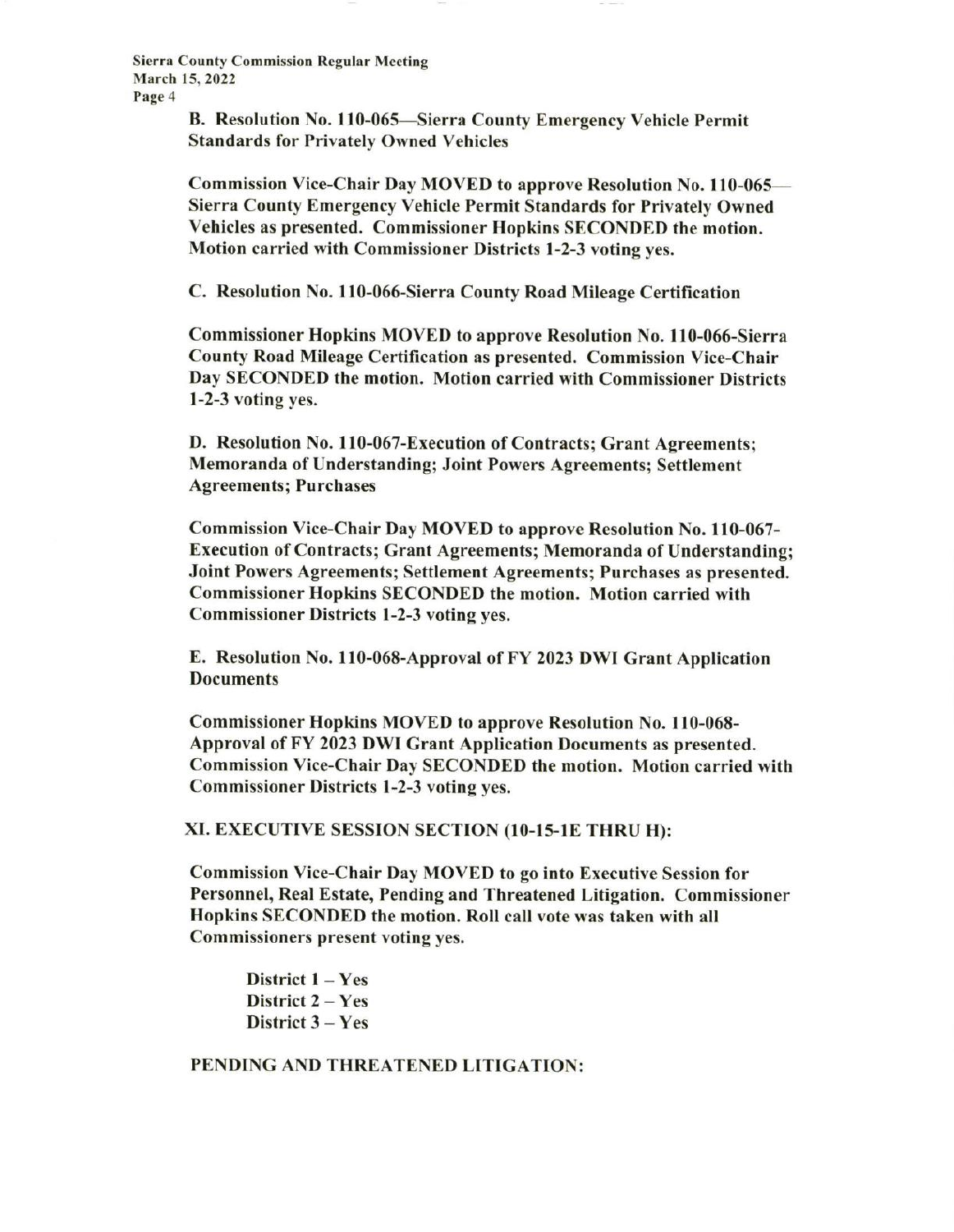**B. Resolution No. 110-065—Sierra County Emergency Vehicle Permit Standards for Privately Owned Vehicles**

**Commission Vice-Chair Day MOVED to approve Resolution No. 110-065—Sierra County Emergency Vehicle Permit Standards for Privately Owned Vehicles as presented. Commissioner Hopkins SECONDED the motion. Motion carried with Commissioner Districts 1-2-3 voting yes.**

**C. Resolution No. 110-066-Sierra County Road Mileage Certification**

**Commissioner Hopkins MOVED to approve Resolution No. 110-066-Sierra County Road Mileage Certification as presented. Commission Vice-Chair Day SECONDED the motion. Motion carried with Commissioner Districts 1-2-3 voting yes.**

**D. Resolution No. 110-067-Execution of Contracts; Grant Agreements; Memoranda of Understanding; Joint Powers Agreements; Settlement Agreements; Purchases**

**Commission Vice-Chair Day MOVED to approve Resolution No. 110-067-Execution of Contracts; Grant Agreements; Memoranda of Understanding; Joint Powers Agreements; Settlement Agreements; Purchases as presented. Commissioner Hopkins SECONDED the motion. Motion carried with Commissioner Districts 1-2-3 voting yes.**

**E. Resolution No. 110-068-Approval of FY 2023 DWI Grant Application Documents**

**Commissioner Hopkins MOVED to approve Resolution No. 110-068-Approval of FY 2023 DWI Grant Application Documents as presented. Commission Vice-Chair Day SECONDED the motion. Motion carried with Commissioner Districts 1-2-3 voting yes.**

## XI. EXECUTIVE SESSION SECTION (10-15-1E THRU H):

**Commission Vice-Chair Day MOVED to go into Executive Session for Personnel, Real Estate, Pending and Threatened Litigation. Commissioner Hopkins SECONDED the motion. Roll call vote was taken with all Commissioners present voting yes.**

**District 1 – Yes**
**District 2 – Yes**
**District 3 – Yes**

**PENDING AND THREATENED LITIGATION:**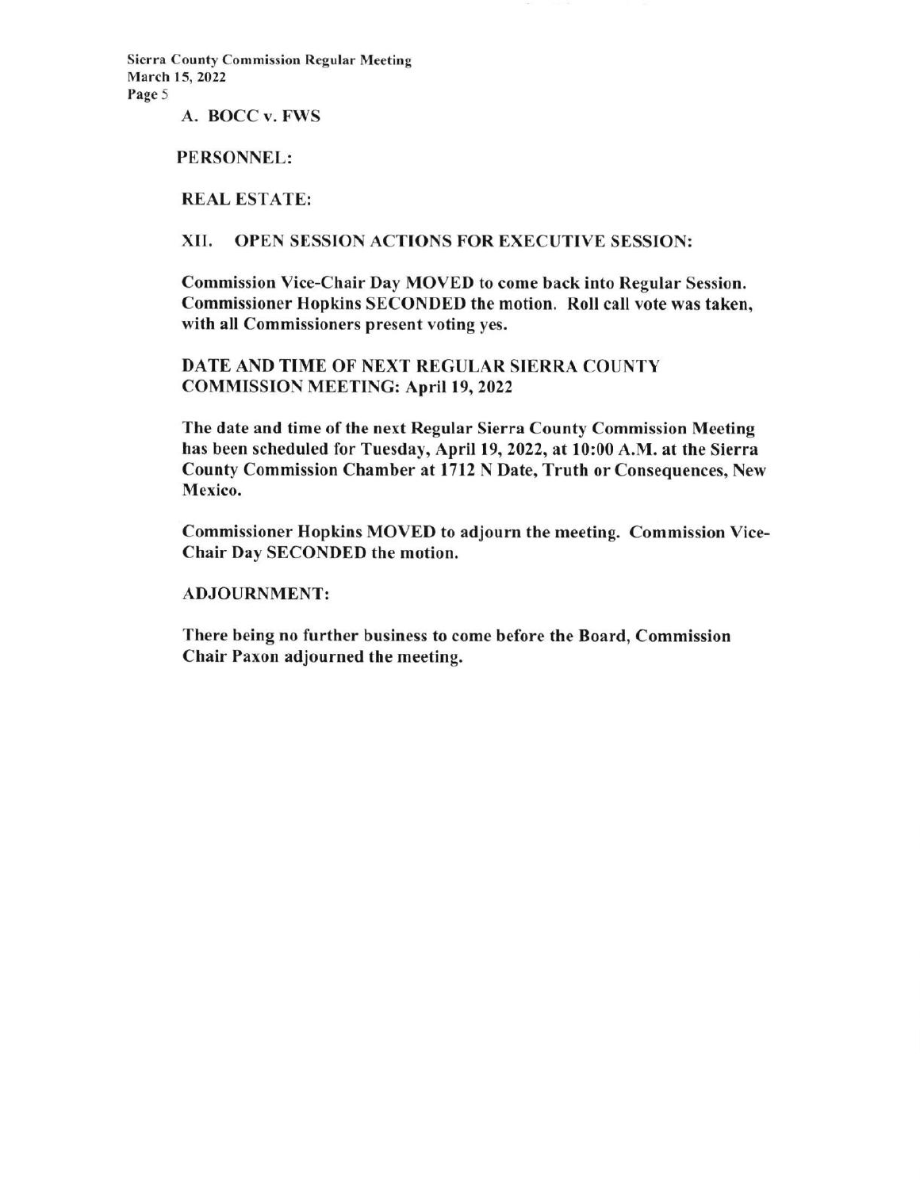A. BOCC v. FWS

**PERSONNEL:**

**REAL ESTATE:**

## XII. OPEN SESSION ACTIONS FOR EXECUTIVE SESSION:

**Commission Vice-Chair Day MOVED to come back into Regular Session. Commissioner Hopkins SECONDED the motion. Roll call vote was taken, with all Commissioners present voting yes.**

## DATE AND TIME OF NEXT REGULAR SIERRA COUNTY COMMISSION MEETING: April 19, 2022

**The date and time of the next Regular Sierra County Commission Meeting has been scheduled for Tuesday, April 19, 2022, at 10:00 A.M. at the Sierra County Commission Chamber at 1712 N Date, Truth or Consequences, New Mexico.**

**Commissioner Hopkins MOVED to adjourn the meeting. Commission Vice-Chair Day SECONDED the motion.**

## ADJOURNMENT:

**There being no further business to come before the Board, Commission Chair Paxon adjourned the meeting.**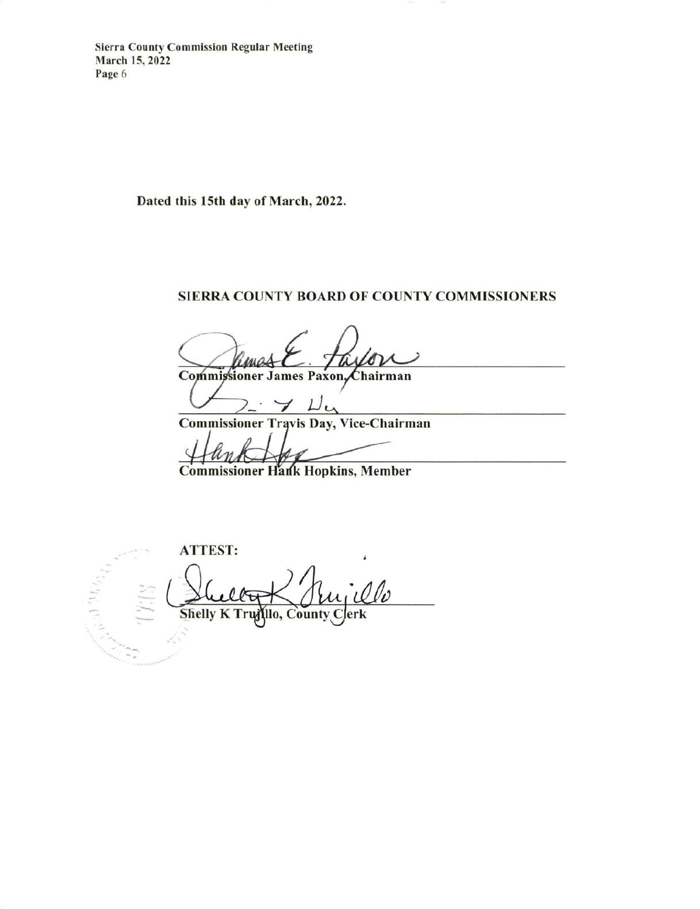Dated this 15th day of March, 2022.

**SIERRA COUNTY BOARD OF COUNTY COMMISSIONERS**

Commissioner James Paxon, Chairman

Commissioner Travis Day, Vice-Chairman

Commissioner Hank Hopkins, Member

ATTEST:

Shelly K Trujillo, County Clerk